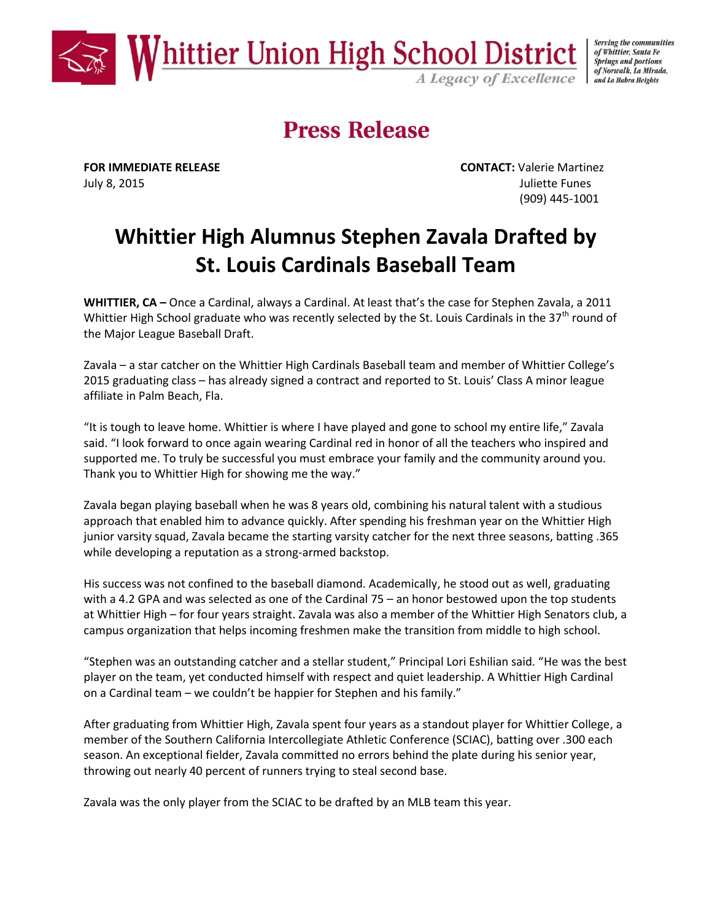Whittier Union High School District

*A Legacy of Excellence*

*Serving the communities of Whittier, Santa Fe Springs and portions of Norwalk, La Mirada, and La Habra Heights*

# Press Release

**FOR IMMEDIATE RELEASE**
July 8, 2015

**CONTACT:** Valerie Martinez
Juliette Funes
(909) 445-1001

## Whittier High Alumnus Stephen Zavala Drafted by St. Louis Cardinals Baseball Team

**WHITTIER, CA –** Once a Cardinal, always a Cardinal. At least that's the case for Stephen Zavala, a 2011 Whittier High School graduate who was recently selected by the St. Louis Cardinals in the 37th round of the Major League Baseball Draft.

Zavala – a star catcher on the Whittier High Cardinals Baseball team and member of Whittier College's 2015 graduating class – has already signed a contract and reported to St. Louis' Class A minor league affiliate in Palm Beach, Fla.

"It is tough to leave home. Whittier is where I have played and gone to school my entire life," Zavala said. "I look forward to once again wearing Cardinal red in honor of all the teachers who inspired and supported me. To truly be successful you must embrace your family and the community around you. Thank you to Whittier High for showing me the way."

Zavala began playing baseball when he was 8 years old, combining his natural talent with a studious approach that enabled him to advance quickly. After spending his freshman year on the Whittier High junior varsity squad, Zavala became the starting varsity catcher for the next three seasons, batting .365 while developing a reputation as a strong-armed backstop.

His success was not confined to the baseball diamond. Academically, he stood out as well, graduating with a 4.2 GPA and was selected as one of the Cardinal 75 – an honor bestowed upon the top students at Whittier High – for four years straight. Zavala was also a member of the Whittier High Senators club, a campus organization that helps incoming freshmen make the transition from middle to high school.

"Stephen was an outstanding catcher and a stellar student," Principal Lori Eshilian said. "He was the best player on the team, yet conducted himself with respect and quiet leadership. A Whittier High Cardinal on a Cardinal team – we couldn't be happier for Stephen and his family."

After graduating from Whittier High, Zavala spent four years as a standout player for Whittier College, a member of the Southern California Intercollegiate Athletic Conference (SCIAC), batting over .300 each season. An exceptional fielder, Zavala committed no errors behind the plate during his senior year, throwing out nearly 40 percent of runners trying to steal second base.

Zavala was the only player from the SCIAC to be drafted by an MLB team this year.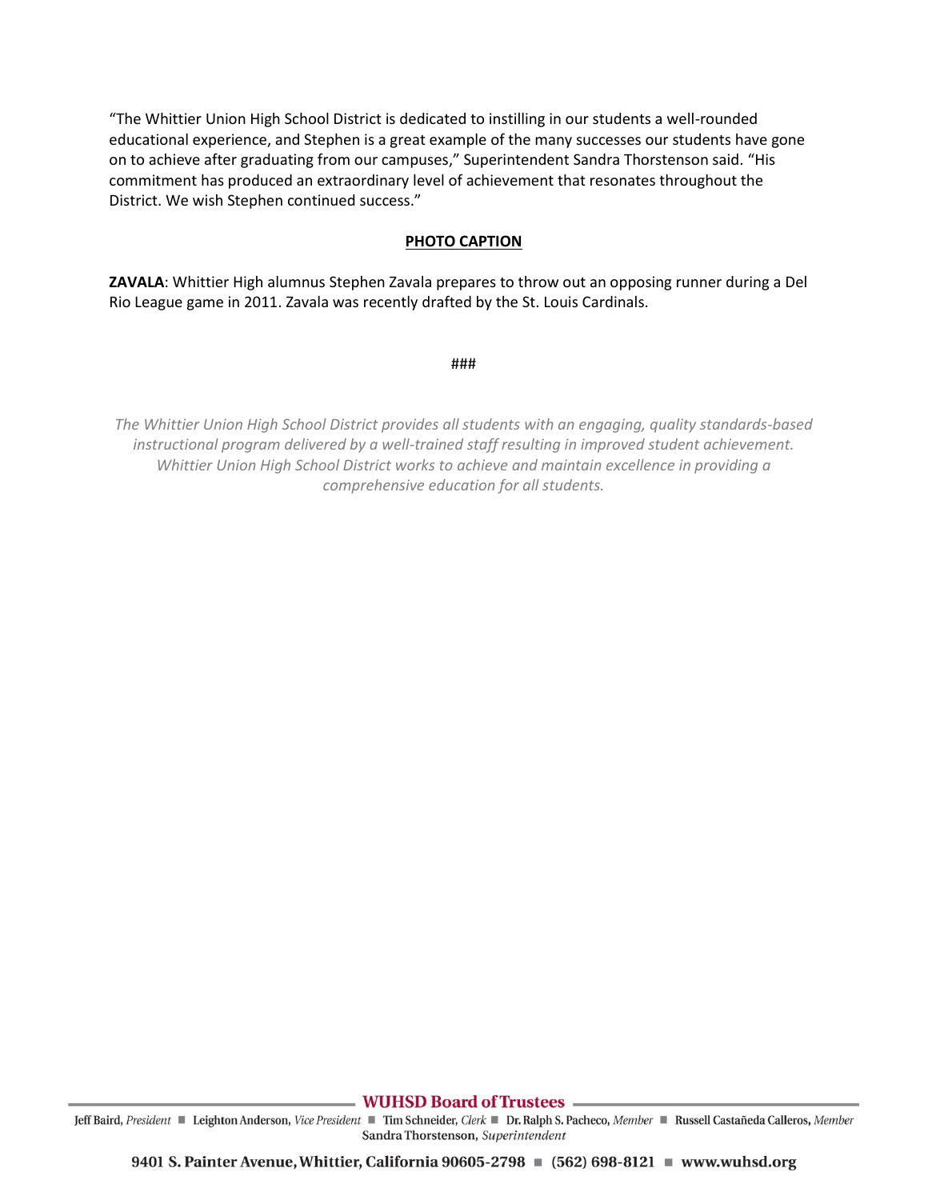"The Whittier Union High School District is dedicated to instilling in our students a well-rounded educational experience, and Stephen is a great example of the many successes our students have gone on to achieve after graduating from our campuses," Superintendent Sandra Thorstenson said. "His commitment has produced an extraordinary level of achievement that resonates throughout the District. We wish Stephen continued success."

**PHOTO CAPTION**

**ZAVALA**: Whittier High alumnus Stephen Zavala prepares to throw out an opposing runner during a Del Rio League game in 2011. Zavala was recently drafted by the St. Louis Cardinals.

###

*The Whittier Union High School District provides all students with an engaging, quality standards-based instructional program delivered by a well-trained staff resulting in improved student achievement. Whittier Union High School District works to achieve and maintain excellence in providing a comprehensive education for all students.*

**WUHSD Board of Trustees**

Jeff Baird, *President* ■ Leighton Anderson, *Vice President* ■ Tim Schneider, *Clerk* ■ Dr. Ralph S. Pacheco, *Member* ■ Russell Castañeda Calleros, *Member*
Sandra Thorstenson, *Superintendent*

9401 S. Painter Avenue, Whittier, California 90605-2798 ■ (562) 698-8121 ■ www.wuhsd.org